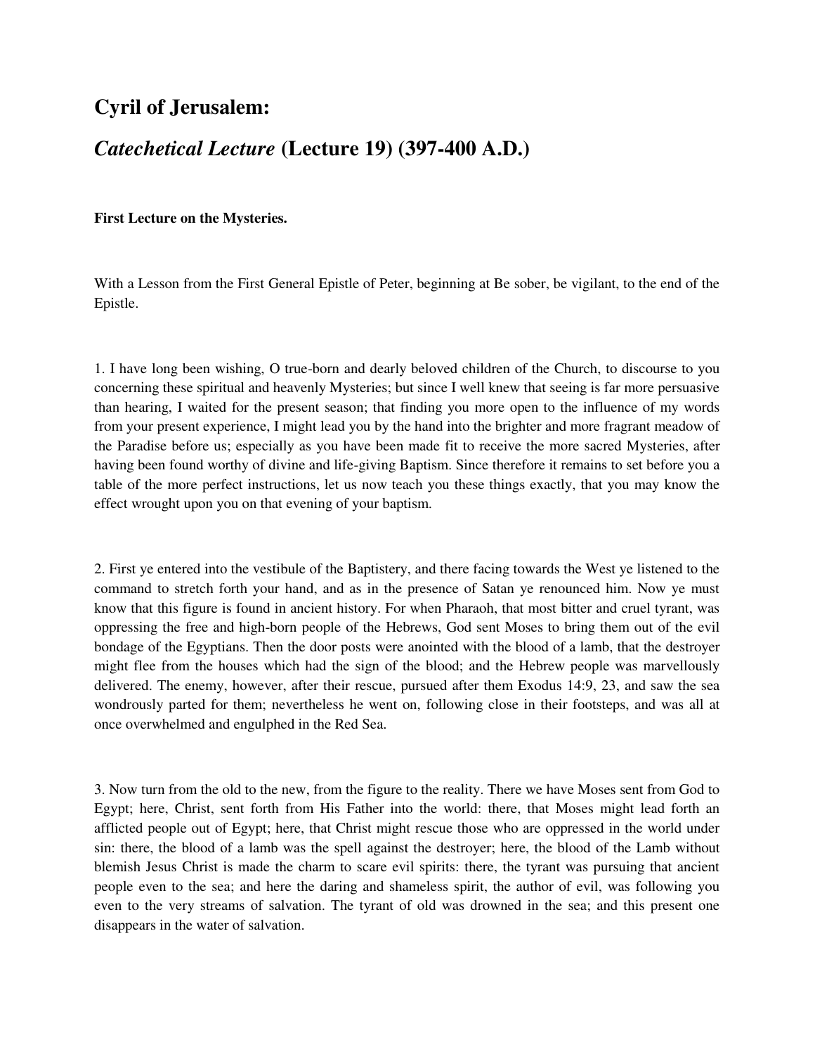## Cyril of Jerusalem:

## *Catechetical Lecture* (Lecture 19) (397-400 A.D.)

**First Lecture on the Mysteries.**

With a Lesson from the First General Epistle of Peter, beginning at Be sober, be vigilant, to the end of the Epistle.

1. I have long been wishing, O true-born and dearly beloved children of the Church, to discourse to you concerning these spiritual and heavenly Mysteries; but since I well knew that seeing is far more persuasive than hearing, I waited for the present season; that finding you more open to the influence of my words from your present experience, I might lead you by the hand into the brighter and more fragrant meadow of the Paradise before us; especially as you have been made fit to receive the more sacred Mysteries, after having been found worthy of divine and life-giving Baptism. Since therefore it remains to set before you a table of the more perfect instructions, let us now teach you these things exactly, that you may know the effect wrought upon you on that evening of your baptism.

2. First ye entered into the vestibule of the Baptistery, and there facing towards the West ye listened to the command to stretch forth your hand, and as in the presence of Satan ye renounced him. Now ye must know that this figure is found in ancient history. For when Pharaoh, that most bitter and cruel tyrant, was oppressing the free and high-born people of the Hebrews, God sent Moses to bring them out of the evil bondage of the Egyptians. Then the door posts were anointed with the blood of a lamb, that the destroyer might flee from the houses which had the sign of the blood; and the Hebrew people was marvellously delivered. The enemy, however, after their rescue, pursued after them Exodus 14:9, 23, and saw the sea wondrously parted for them; nevertheless he went on, following close in their footsteps, and was all at once overwhelmed and engulphed in the Red Sea.

3. Now turn from the old to the new, from the figure to the reality. There we have Moses sent from God to Egypt; here, Christ, sent forth from His Father into the world: there, that Moses might lead forth an afflicted people out of Egypt; here, that Christ might rescue those who are oppressed in the world under sin: there, the blood of a lamb was the spell against the destroyer; here, the blood of the Lamb without blemish Jesus Christ is made the charm to scare evil spirits: there, the tyrant was pursuing that ancient people even to the sea; and here the daring and shameless spirit, the author of evil, was following you even to the very streams of salvation. The tyrant of old was drowned in the sea; and this present one disappears in the water of salvation.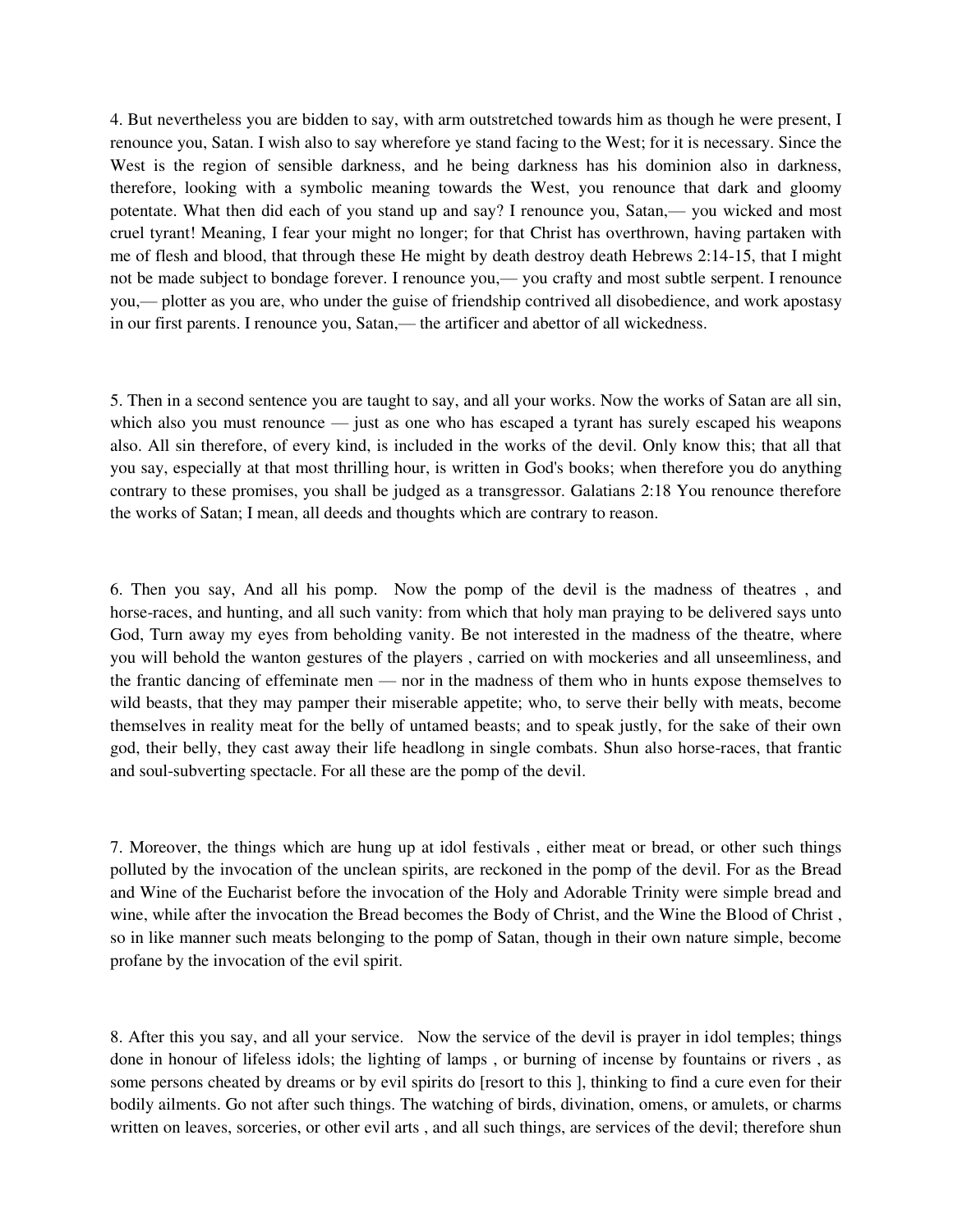4. But nevertheless you are bidden to say, with arm outstretched towards him as though he were present, I renounce you, Satan. I wish also to say wherefore ye stand facing to the West; for it is necessary. Since the West is the region of sensible darkness, and he being darkness has his dominion also in darkness, therefore, looking with a symbolic meaning towards the West, you renounce that dark and gloomy potentate. What then did each of you stand up and say? I renounce you, Satan,— you wicked and most cruel tyrant! Meaning, I fear your might no longer; for that Christ has overthrown, having partaken with me of flesh and blood, that through these He might by death destroy death Hebrews 2:14-15, that I might not be made subject to bondage forever. I renounce you,— you crafty and most subtle serpent. I renounce you,— plotter as you are, who under the guise of friendship contrived all disobedience, and work apostasy in our first parents. I renounce you, Satan,— the artificer and abettor of all wickedness.

5. Then in a second sentence you are taught to say, and all your works. Now the works of Satan are all sin, which also you must renounce — just as one who has escaped a tyrant has surely escaped his weapons also. All sin therefore, of every kind, is included in the works of the devil. Only know this; that all that you say, especially at that most thrilling hour, is written in God's books; when therefore you do anything contrary to these promises, you shall be judged as a transgressor. Galatians 2:18 You renounce therefore the works of Satan; I mean, all deeds and thoughts which are contrary to reason.

6. Then you say, And all his pomp. Now the pomp of the devil is the madness of theatres , and horse-races, and hunting, and all such vanity: from which that holy man praying to be delivered says unto God, Turn away my eyes from beholding vanity. Be not interested in the madness of the theatre, where you will behold the wanton gestures of the players , carried on with mockeries and all unseemliness, and the frantic dancing of effeminate men — nor in the madness of them who in hunts expose themselves to wild beasts, that they may pamper their miserable appetite; who, to serve their belly with meats, become themselves in reality meat for the belly of untamed beasts; and to speak justly, for the sake of their own god, their belly, they cast away their life headlong in single combats. Shun also horse-races, that frantic and soul-subverting spectacle. For all these are the pomp of the devil.

7. Moreover, the things which are hung up at idol festivals , either meat or bread, or other such things polluted by the invocation of the unclean spirits, are reckoned in the pomp of the devil. For as the Bread and Wine of the Eucharist before the invocation of the Holy and Adorable Trinity were simple bread and wine, while after the invocation the Bread becomes the Body of Christ, and the Wine the Blood of Christ , so in like manner such meats belonging to the pomp of Satan, though in their own nature simple, become profane by the invocation of the evil spirit.

8. After this you say, and all your service. Now the service of the devil is prayer in idol temples; things done in honour of lifeless idols; the lighting of lamps , or burning of incense by fountains or rivers , as some persons cheated by dreams or by evil spirits do [resort to this ], thinking to find a cure even for their bodily ailments. Go not after such things. The watching of birds, divination, omens, or amulets, or charms written on leaves, sorceries, or other evil arts , and all such things, are services of the devil; therefore shun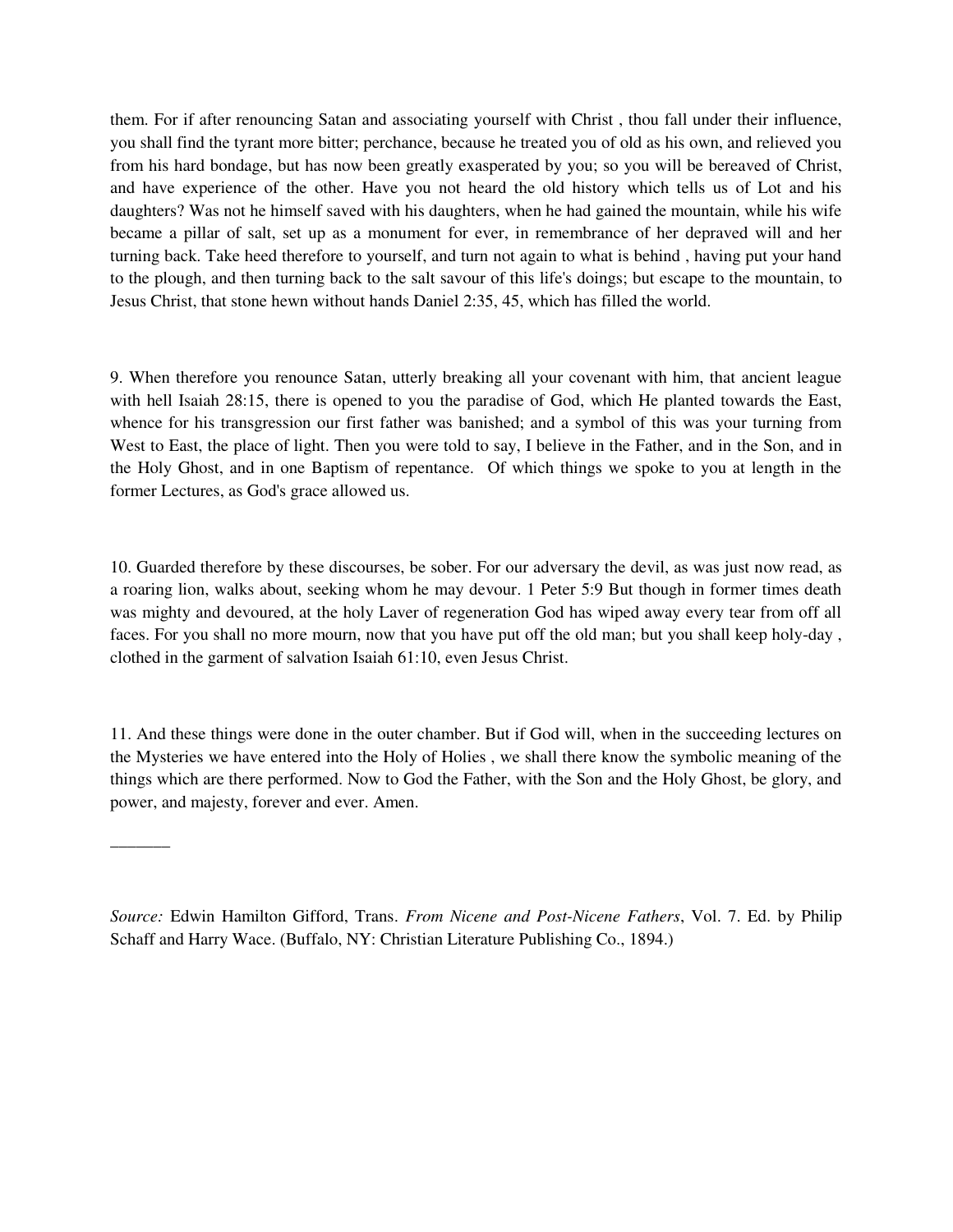them. For if after renouncing Satan and associating yourself with Christ , thou fall under their influence, you shall find the tyrant more bitter; perchance, because he treated you of old as his own, and relieved you from his hard bondage, but has now been greatly exasperated by you; so you will be bereaved of Christ, and have experience of the other. Have you not heard the old history which tells us of Lot and his daughters? Was not he himself saved with his daughters, when he had gained the mountain, while his wife became a pillar of salt, set up as a monument for ever, in remembrance of her depraved will and her turning back. Take heed therefore to yourself, and turn not again to what is behind , having put your hand to the plough, and then turning back to the salt savour of this life's doings; but escape to the mountain, to Jesus Christ, that stone hewn without hands Daniel 2:35, 45, which has filled the world.

9. When therefore you renounce Satan, utterly breaking all your covenant with him, that ancient league with hell Isaiah 28:15, there is opened to you the paradise of God, which He planted towards the East, whence for his transgression our first father was banished; and a symbol of this was your turning from West to East, the place of light. Then you were told to say, I believe in the Father, and in the Son, and in the Holy Ghost, and in one Baptism of repentance. Of which things we spoke to you at length in the former Lectures, as God's grace allowed us.

10. Guarded therefore by these discourses, be sober. For our adversary the devil, as was just now read, as a roaring lion, walks about, seeking whom he may devour. 1 Peter 5:9 But though in former times death was mighty and devoured, at the holy Laver of regeneration God has wiped away every tear from off all faces. For you shall no more mourn, now that you have put off the old man; but you shall keep holy-day , clothed in the garment of salvation Isaiah 61:10, even Jesus Christ.

11. And these things were done in the outer chamber. But if God will, when in the succeeding lectures on the Mysteries we have entered into the Holy of Holies , we shall there know the symbolic meaning of the things which are there performed. Now to God the Father, with the Son and the Holy Ghost, be glory, and power, and majesty, forever and ever. Amen.

_______

*Source:* Edwin Hamilton Gifford, Trans. *From Nicene and Post-Nicene Fathers*, Vol. 7. Ed. by Philip Schaff and Harry Wace. (Buffalo, NY: Christian Literature Publishing Co., 1894.)